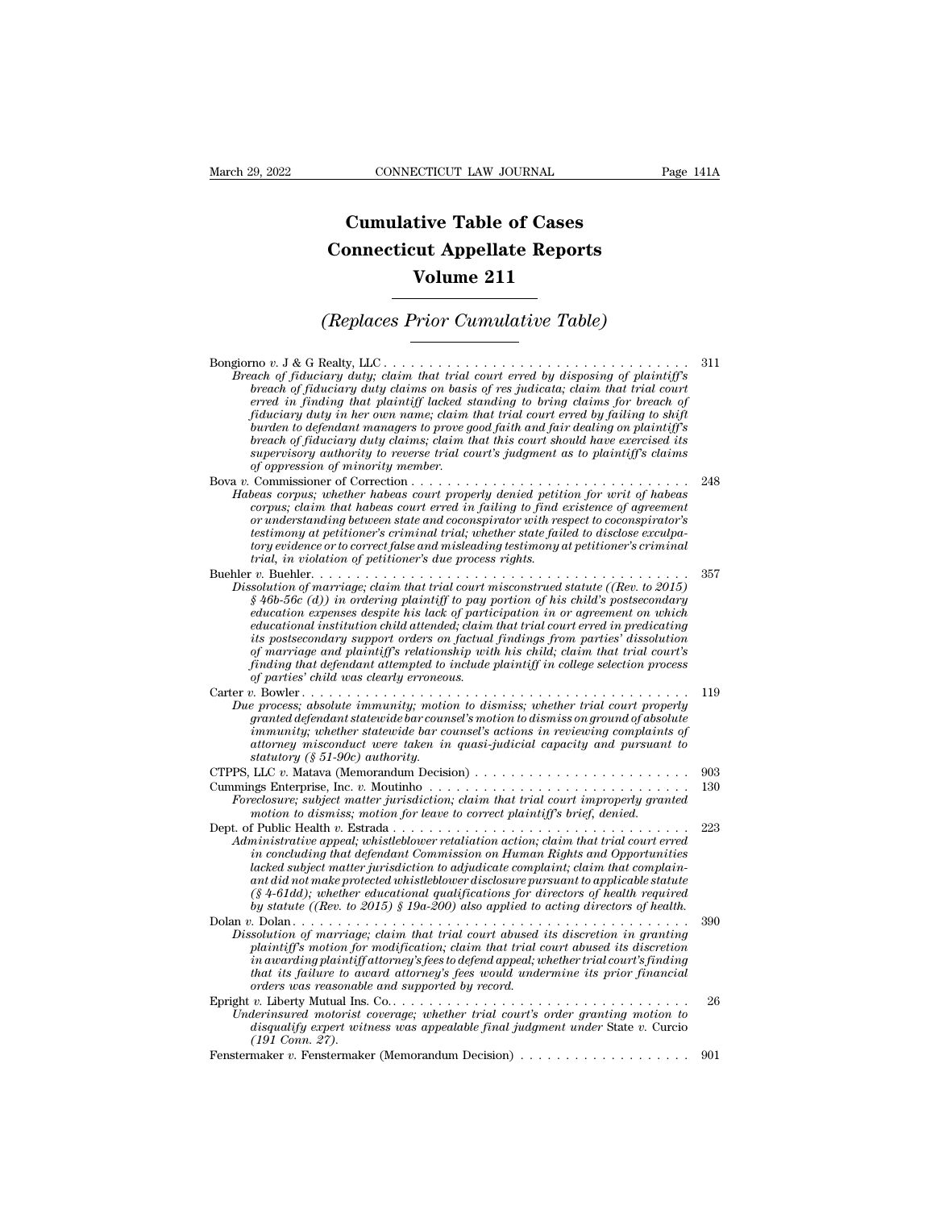# Cumulative Table of Cases
# Connecticut Appellate Reports
# Volume 211

## *(Replaces Prior Cumulative Table)*

Bongiorno *v.* J & G Realty, LLC . . . . . . . . . . . . . . . . . . . . . . . . . . . . . . . . . . . 311
*Breach of fiduciary duty; claim that trial court erred by disposing of plaintiff's breach of fiduciary duty claims on basis of res judicata; claim that trial court erred in finding that plaintiff lacked standing to bring claims for breach of fiduciary duty in her own name; claim that trial court erred by failing to shift burden to defendant managers to prove good faith and fair dealing on plaintiff's breach of fiduciary duty claims; claim that this court should have exercised its supervisory authority to reverse trial court's judgment as to plaintiff's claims of oppression of minority member.*

Bova *v.* Commissioner of Correction . . . . . . . . . . . . . . . . . . . . . . . . . . . . . . . 248
*Habeas corpus; whether habeas court properly denied petition for writ of habeas corpus; claim that habeas court erred in failing to find existence of agreement or understanding between state and coconspirator with respect to coconspirator's testimony at petitioner's criminal trial; whether state failed to disclose exculpatory evidence or to correct false and misleading testimony at petitioner's criminal trial, in violation of petitioner's due process rights.*

Buehler *v.* Buehler. . . . . . . . . . . . . . . . . . . . . . . . . . . . . . . . . . . . . . . . . . 357
*Dissolution of marriage; claim that trial court misconstrued statute ((Rev. to 2015) § 46b-56c (d)) in ordering plaintiff to pay portion of his child's postsecondary education expenses despite his lack of participation in or agreement on which educational institution child attended; claim that trial court erred in predicating its postsecondary support orders on factual findings from parties' dissolution of marriage and plaintiff's relationship with his child; claim that trial court's finding that defendant attempted to include plaintiff in college selection process of parties' child was clearly erroneous.*

Carter *v.* Bowler . . . . . . . . . . . . . . . . . . . . . . . . . . . . . . . . . . . . . . . . . . . 119
*Due process; absolute immunity; motion to dismiss; whether trial court properly granted defendant statewide bar counsel's motion to dismiss on ground of absolute immunity; whether statewide bar counsel's actions in reviewing complaints of attorney misconduct were taken in quasi-judicial capacity and pursuant to statutory (§ 51-90c) authority.*

CTPPS, LLC *v.* Matava (Memorandum Decision) . . . . . . . . . . . . . . . . . . . . . . . 903

Cummings Enterprise, Inc. *v.* Moutinho . . . . . . . . . . . . . . . . . . . . . . . . . . . . . 130
*Foreclosure; subject matter jurisdiction; claim that trial court improperly granted motion to dismiss; motion for leave to correct plaintiff's brief, denied.*

Dept. of Public Health *v.* Estrada . . . . . . . . . . . . . . . . . . . . . . . . . . . . . . . . . 223
*Administrative appeal; whistleblower retaliation action; claim that trial court erred in concluding that defendant Commission on Human Rights and Opportunities lacked subject matter jurisdiction to adjudicate complaint; claim that complainant did not make protected whistleblower disclosure pursuant to applicable statute (§ 4-61dd); whether educational qualifications for directors of health required by statute ((Rev. to 2015) § 19a-200) also applied to acting directors of health.*

Dolan *v.* Dolan. . . . . . . . . . . . . . . . . . . . . . . . . . . . . . . . . . . . . . . . . . . . . 390
*Dissolution of marriage; claim that trial court abused its discretion in granting plaintiff's motion for modification; claim that trial court abused its discretion in awarding plaintiff attorney's fees to defend appeal; whether trial court's finding that its failure to award attorney's fees would undermine its prior financial orders was reasonable and supported by record.*

Epright *v.* Liberty Mutual Ins. Co. . . . . . . . . . . . . . . . . . . . . . . . . . . . . . . . . . 26
*Underinsured motorist coverage; whether trial court's order granting motion to disqualify expert witness was appealable final judgment under* State v. Curcio *(191 Conn. 27).*

Fenstermaker *v.* Fenstermaker (Memorandum Decision) . . . . . . . . . . . . . . . . . . . 901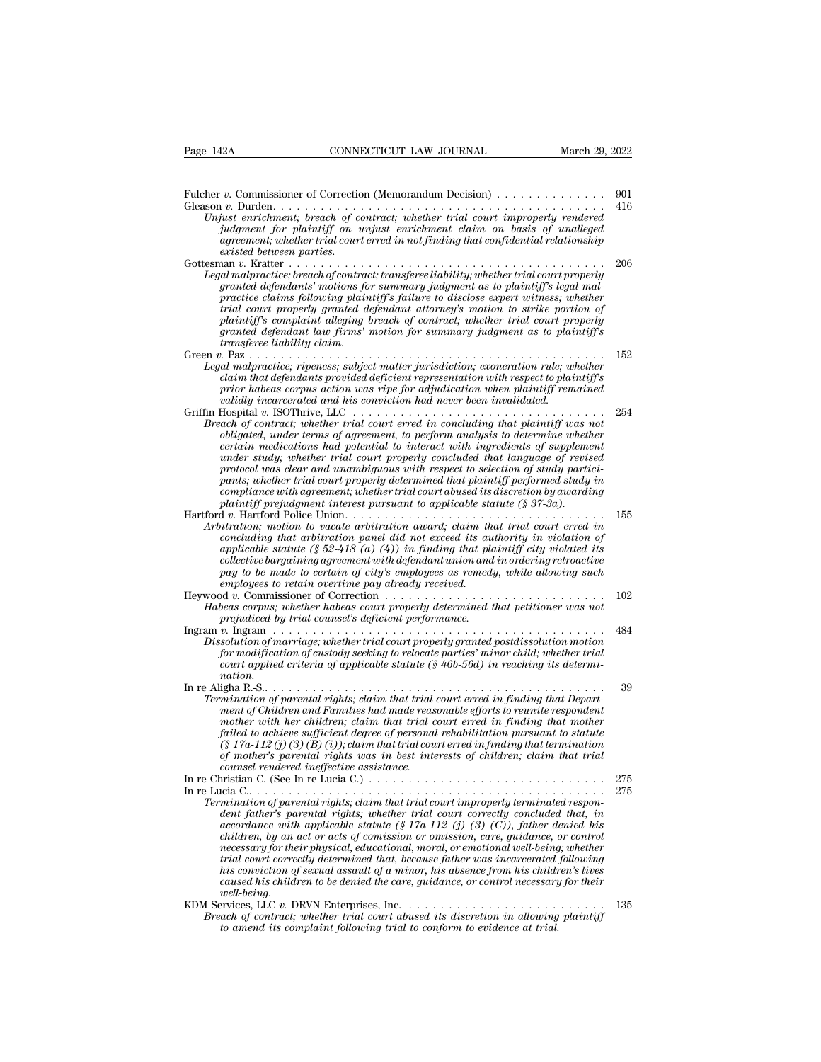Fulcher *v.* Commissioner of Correction (Memorandum Decision) . . . . . . . . . . . . . . 901

Gleason *v.* Durden. . . . . . . . . . . . . . . . . . . . . . . . . . . . . . . . . . . . . . . . . . 416

*Unjust enrichment; breach of contract; whether trial court improperly rendered judgment for plaintiff on unjust enrichment claim on basis of unalleged agreement; whether trial court erred in not finding that confidential relationship existed between parties.*

Gottesman *v.* Kratter . . . . . . . . . . . . . . . . . . . . . . . . . . . . . . . . . . . . . . . . 206

*Legal malpractice; breach of contract; transferee liability; whether trial court properly granted defendants' motions for summary judgment as to plaintiff's legal malpractice claims following plaintiff's failure to disclose expert witness; whether trial court properly granted defendant attorney's motion to strike portion of plaintiff's complaint alleging breach of contract; whether trial court properly granted defendant law firms' motion for summary judgment as to plaintiff's transferee liability claim.*

Green *v.* Paz . . . . . . . . . . . . . . . . . . . . . . . . . . . . . . . . . . . . . . . . . . . 152

*Legal malpractice; ripeness; subject matter jurisdiction; exoneration rule; whether claim that defendants provided deficient representation with respect to plaintiff's prior habeas corpus action was ripe for adjudication when plaintiff remained validly incarcerated and his conviction had never been invalidated.*

Griffin Hospital *v.* ISOThrive, LLC . . . . . . . . . . . . . . . . . . . . . . . . . . . . . . . 254

*Breach of contract; whether trial court erred in concluding that plaintiff was not obligated, under terms of agreement, to perform analysis to determine whether certain medications had potential to interact with ingredients of supplement under study; whether trial court properly concluded that language of revised protocol was clear and unambiguous with respect to selection of study participants; whether trial court properly determined that plaintiff performed study in compliance with agreement; whether trial court abused its discretion by awarding plaintiff prejudgment interest pursuant to applicable statute (§ 37-3a).*

Hartford *v.* Hartford Police Union. . . . . . . . . . . . . . . . . . . . . . . . . . . . . . . . 155

*Arbitration; motion to vacate arbitration award; claim that trial court erred in concluding that arbitration panel did not exceed its authority in violation of applicable statute (§ 52-418 (a) (4)) in finding that plaintiff city violated its collective bargaining agreement with defendant union and in ordering retroactive pay to be made to certain of city's employees as remedy, while allowing such employees to retain overtime pay already received.*

Heywood *v.* Commissioner of Correction . . . . . . . . . . . . . . . . . . . . . . . . . . . 102

*Habeas corpus; whether habeas court properly determined that petitioner was not prejudiced by trial counsel's deficient performance.*

Ingram *v.* Ingram . . . . . . . . . . . . . . . . . . . . . . . . . . . . . . . . . . . . . . . . . . 484

*Dissolution of marriage; whether trial court properly granted postdissolution motion for modification of custody seeking to relocate parties' minor child; whether trial court applied criteria of applicable statute (§ 46b-56d) in reaching its determination.*

In re Aligha R.-S.. . . . . . . . . . . . . . . . . . . . . . . . . . . . . . . . . . . . . . . . . . 39

*Termination of parental rights; claim that trial court erred in finding that Department of Children and Families had made reasonable efforts to reunite respondent mother with her children; claim that trial court erred in finding that mother failed to achieve sufficient degree of personal rehabilitation pursuant to statute (§ 17a-112 (j) (3) (B) (i)); claim that trial court erred in finding that termination of mother's parental rights was in best interests of children; claim that trial counsel rendered ineffective assistance.*

In re Christian C. (See In re Lucia C.) . . . . . . . . . . . . . . . . . . . . . . . . . . . . . 275

In re Lucia C.. . . . . . . . . . . . . . . . . . . . . . . . . . . . . . . . . . . . . . . . . . . . 275

*Termination of parental rights; claim that trial court improperly terminated respondent father's parental rights; whether trial court correctly concluded that, in accordance with applicable statute (§ 17a-112 (j) (3) (C)), father denied his children, by an act or acts of comission or omission, care, guidance, or control necessary for their physical, educational, moral, or emotional well-being; whether trial court correctly determined that, because father was incarcerated following his conviction of sexual assault of a minor, his absence from his children's lives caused his children to be denied the care, guidance, or control necessary for their well-being.*

KDM Services, LLC *v.* DRVN Enterprises, Inc. . . . . . . . . . . . . . . . . . . . . . . . . . 135

*Breach of contract; whether trial court abused its discretion in allowing plaintiff to amend its complaint following trial to conform to evidence at trial.*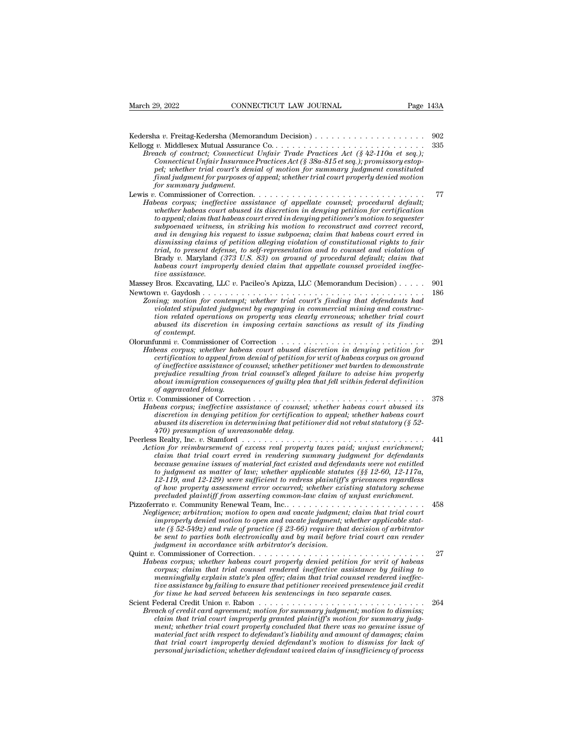Kedersha *v.* Freitag-Kedersha (Memorandum Decision) . . . . . . . . . . . . . . . . . . . . 902

Kellogg *v.* Middlesex Mutual Assurance Co. . . . . . . . . . . . . . . . . . . . . . . . . . . . . 335

*Breach of contract; Connecticut Unfair Trade Practices Act (§ 42-110a et seq.); Connecticut Unfair Insurance Practices Act (§ 38a-815 et seq.); promissory estoppel; whether trial court's denial of motion for summary judgment constituted final judgment for purposes of appeal; whether trial court properly denied motion for summary judgment.*

Lewis *v.* Commissioner of Correction. . . . . . . . . . . . . . . . . . . . . . . . . . . . . . . 77

*Habeas corpus; ineffective assistance of appellate counsel; procedural default; whether habeas court abused its discretion in denying petition for certification to appeal; claim that habeas court erred in denying petitioner's motion to sequester subpoenaed witness, in striking his motion to reconstruct and correct record, and in denying his request to issue subpoena; claim that habeas court erred in dismissing claims of petition alleging violation of constitutional rights to fair trial, to present defense, to self-representation and to counsel and violation of* Brady v. Maryland *(373 U.S. 83) on ground of procedural default; claim that habeas court improperly denied claim that appellate counsel provided ineffective assistance.*

Massey Bros. Excavating, LLC *v.* Pacileo's Apizza, LLC (Memorandum Decision) . . . . . 901

Newtown *v.* Gaydosh . . . . . . . . . . . . . . . . . . . . . . . . . . . . . . . . . . . . . . . . 186

*Zoning; motion for contempt; whether trial court's finding that defendants had violated stipulated judgment by engaging in commercial mining and construction related operations on property was clearly erroneous; whether trial court abused its discretion in imposing certain sanctions as result of its finding of contempt.*

Olorunfunmi *v.* Commissioner of Correction . . . . . . . . . . . . . . . . . . . . . . . . . 291

*Habeas corpus; whether habeas court abused discretion in denying petition for certification to appeal from denial of petition for writ of habeas corpus on ground of ineffective assistance of counsel; whether petitioner met burden to demonstrate prejudice resulting from trial counsel's alleged failure to advise him properly about immigration consequences of guilty plea that fell within federal definition of aggravated felony.*

Ortiz *v.* Commissioner of Correction . . . . . . . . . . . . . . . . . . . . . . . . . . . . . . 378

*Habeas corpus; ineffective assistance of counsel; whether habeas court abused its discretion in denying petition for certification to appeal; whether habeas court abused its discretion in determining that petitioner did not rebut statutory (§ 52-470) presumption of unreasonable delay.*

Peerless Realty, Inc. *v.* Stamford . . . . . . . . . . . . . . . . . . . . . . . . . . . . . . . . . 441

*Action for reimbursement of excess real property taxes paid; unjust enrichment; claim that trial court erred in rendering summary judgment for defendants because genuine issues of material fact existed and defendants were not entitled to judgment as matter of law; whether applicable statutes (§§ 12-60, 12-117a, 12-119, and 12-129) were sufficient to redress plaintiff's grievances regardless of how property assessment error occurred; whether existing statutory scheme precluded plaintiff from asserting common-law claim of unjust enrichment.*

Pizzoferrato *v.* Community Renewal Team, Inc.. . . . . . . . . . . . . . . . . . . . . . . . . 458

*Negligence; arbitration; motion to open and vacate judgment; claim that trial court improperly denied motion to open and vacate judgment; whether applicable statute (§ 52-549z) and rule of practice (§ 23-66) require that decision of arbitrator be sent to parties both electronically and by mail before trial court can render judgment in accordance with arbitrator's decision.*

Quint *v.* Commissioner of Correction. . . . . . . . . . . . . . . . . . . . . . . . . . . . . . . 27

*Habeas corpus; whether habeas court properly denied petition for writ of habeas corpus; claim that trial counsel rendered ineffective assistance by failing to meaningfully explain state's plea offer; claim that trial counsel rendered ineffective assistance by failing to ensure that petitioner received presentence jail credit for time he had served between his sentencings in two separate cases.*

Scient Federal Credit Union *v.* Rabon . . . . . . . . . . . . . . . . . . . . . . . . . . . . . . 264

*Breach of credit card agreement; motion for summary judgment; motion to dismiss; claim that trial court improperly granted plaintiff's motion for summary judgment; whether trial court properly concluded that there was no genuine issue of material fact with respect to defendant's liability and amount of damages; claim that trial court improperly denied defendant's motion to dismiss for lack of personal jurisdiction; whether defendant waived claim of insufficiency of process*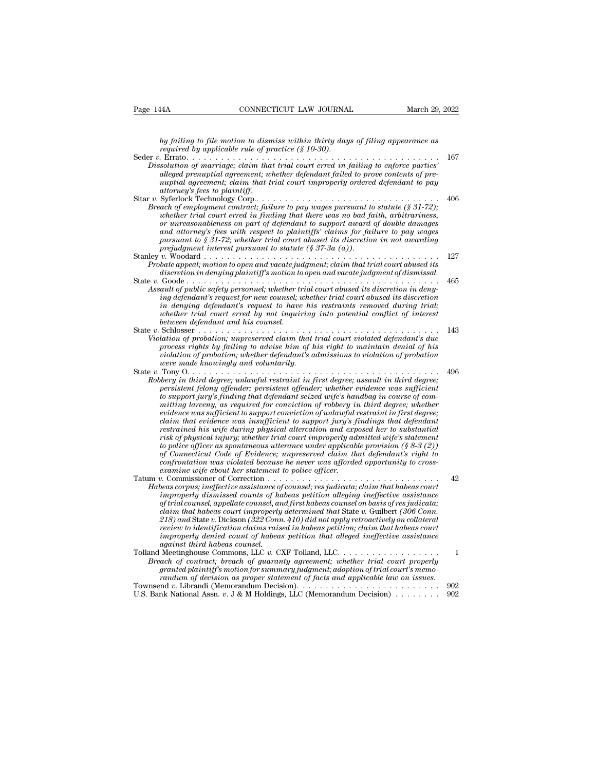*by failing to file motion to dismiss within thirty days of filing appearance as required by applicable rule of practice (§ 10-30).*

Seder *v.* Errato . . . . . . . . . . . . . . . . . . . . . . . . . . . . . . . . . . . . . . . . . . . . 167

*Dissolution of marriage; claim that trial court erred in failing to enforce parties' alleged prenuptial agreement; whether defendant failed to prove contents of prenuptial agreement; claim that trial court improperly ordered defendant to pay attorney's fees to plaintiff.*

Sitar *v.* Syferlock Technology Corp.. . . . . . . . . . . . . . . . . . . . . . . . . . . . . . . 406

*Breach of employment contract; failure to pay wages pursuant to statute (§ 31-72); whether trial court erred in finding that there was no bad faith, arbitrariness, or unreasonableness on part of defendant to support award of double damages and attorney's fees with respect to plaintiffs' claims for failure to pay wages pursuant to § 31-72; whether trial court abused its discretion in not awarding prejudgment interest pursuant to statute (§ 37-3a (a)).*

Stanley *v.* Woodard . . . . . . . . . . . . . . . . . . . . . . . . . . . . . . . . . . . . . . . . . 127

*Probate appeal; motion to open and vacate judgment; claim that trial court abused its discretion in denying plaintiff's motion to open and vacate judgment of dismissal.*

State *v.* Goode . . . . . . . . . . . . . . . . . . . . . . . . . . . . . . . . . . . . . . . . . . . . 465

*Assault of public safety personnel; whether trial court abused its discretion in denying defendant's request for new counsel; whether trial court abused its discretion in denying defendant's request to have his restraints removed during trial; whether trial court erred by not inquiring into potential conflict of interest between defendant and his counsel.*

State *v.* Schlosser . . . . . . . . . . . . . . . . . . . . . . . . . . . . . . . . . . . . . . . . . . 143

*Violation of probation; unpreserved claim that trial court violated defendant's due process rights by failing to advise him of his right to maintain denial of his violation of probation; whether defendant's admissions to violation of probation were made knowingly and voluntarily.*

State *v.* Tony O. . . . . . . . . . . . . . . . . . . . . . . . . . . . . . . . . . . . . . . . . . . . 496

*Robbery in third degree; unlawful restraint in first degree; assault in third degree; persistent felony offender; persistent offender; whether evidence was sufficient to support jury's finding that defendant seized wife's handbag in course of committing larceny, as required for conviction of robbery in third degree; whether evidence was sufficient to support conviction of unlawful restraint in first degree; claim that evidence was insufficient to support jury's findings that defendant restrained his wife during physical altercation and exposed her to substantial risk of physical injury; whether trial court improperly admitted wife's statement to police officer as spontaneous utterance under applicable provision (§ 8-3 (2)) of Connecticut Code of Evidence; unpreserved claim that defendant's right to confrontation was violated because he never was afforded opportunity to cross-examine wife about her statement to police officer.*

Tatum *v.* Commissioner of Correction . . . . . . . . . . . . . . . . . . . . . . . . . . . . . . 42

*Habeas corpus; ineffective assistance of counsel; res judicata; claim that habeas court improperly dismissed counts of habeas petition alleging ineffective assistance of trial counsel, appellate counsel, and first habeas counsel on basis of res judicata; claim that habeas court improperly determined that* State v. Guilbert *(306 Conn. 218) and* State v. Dickson *(322 Conn. 410) did not apply retroactively on collateral review to identification claims raised in habeas petition; claim that habeas court improperly denied count of habeas petition that alleged ineffective assistance against third habeas counsel.*

Tolland Meetinghouse Commons, LLC *v.* CXF Tolland, LLC. . . . . . . . . . . . . . . . . . 1

*Breach of contract; breach of guaranty agreement; whether trial court properly granted plaintiff's motion for summary judgment; adoption of trial court's memorandum of decision as proper statement of facts and applicable law on issues.*

Townsend *v.* Librandi (Memorandum Decision). . . . . . . . . . . . . . . . . . . . . . . . . 902

U.S. Bank National Assn. *v.* J & M Holdings, LLC (Memorandum Decision) . . . . . . . . 902